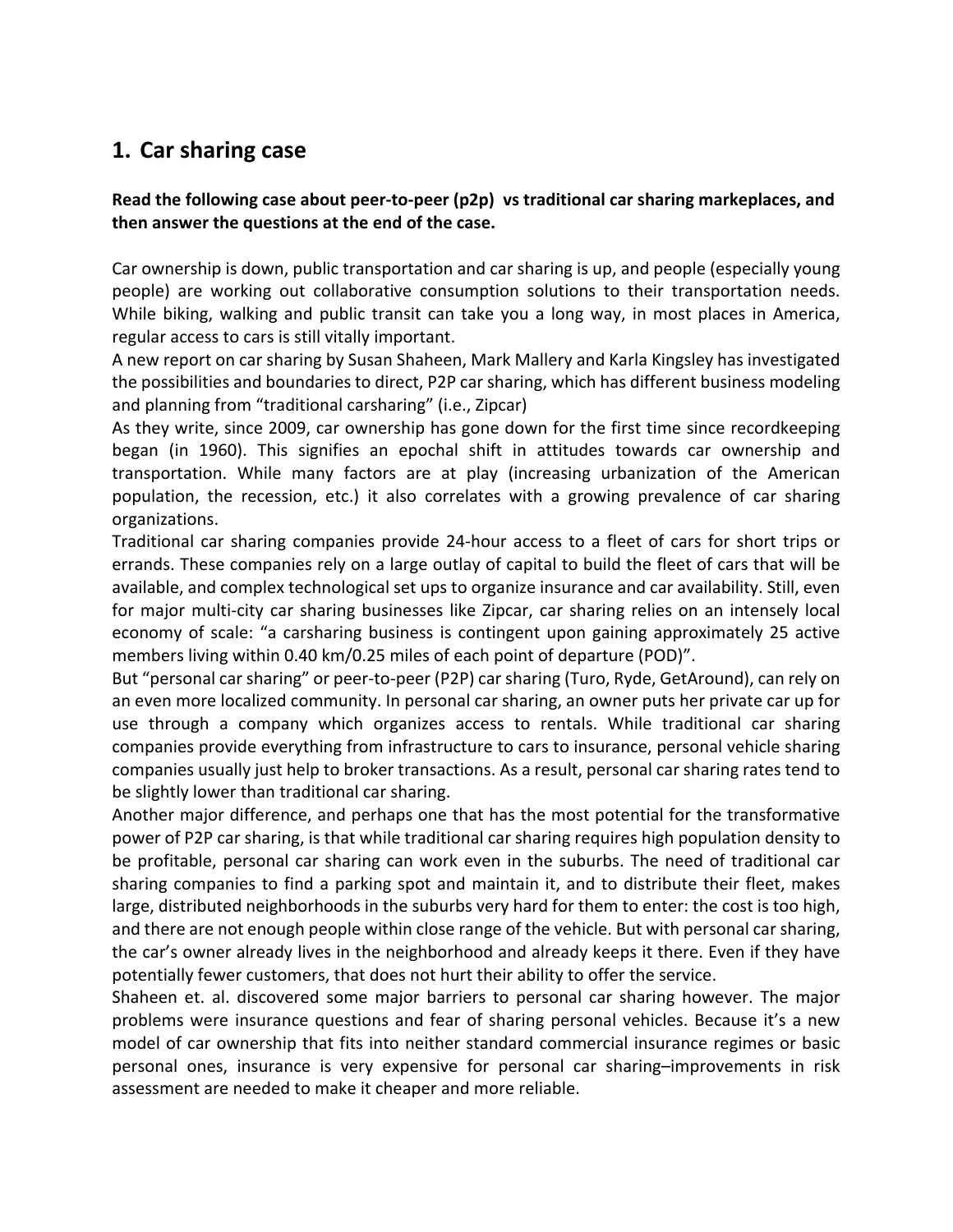## 1. Car sharing case

**Read the following case about peer-to-peer (p2p) vs traditional car sharing markeplaces, and then answer the questions at the end of the case.**

Car ownership is down, public transportation and car sharing is up, and people (especially young people) are working out collaborative consumption solutions to their transportation needs. While biking, walking and public transit can take you a long way, in most places in America, regular access to cars is still vitally important.

A new report on car sharing by Susan Shaheen, Mark Mallery and Karla Kingsley has investigated the possibilities and boundaries to direct, P2P car sharing, which has different business modeling and planning from "traditional carsharing" (i.e., Zipcar)

As they write, since 2009, car ownership has gone down for the first time since recordkeeping began (in 1960). This signifies an epochal shift in attitudes towards car ownership and transportation. While many factors are at play (increasing urbanization of the American population, the recession, etc.) it also correlates with a growing prevalence of car sharing organizations.

Traditional car sharing companies provide 24-hour access to a fleet of cars for short trips or errands. These companies rely on a large outlay of capital to build the fleet of cars that will be available, and complex technological set ups to organize insurance and car availability. Still, even for major multi-city car sharing businesses like Zipcar, car sharing relies on an intensely local economy of scale: "a carsharing business is contingent upon gaining approximately 25 active members living within 0.40 km/0.25 miles of each point of departure (POD)".

But "personal car sharing" or peer-to-peer (P2P) car sharing (Turo, Ryde, GetAround), can rely on an even more localized community. In personal car sharing, an owner puts her private car up for use through a company which organizes access to rentals. While traditional car sharing companies provide everything from infrastructure to cars to insurance, personal vehicle sharing companies usually just help to broker transactions. As a result, personal car sharing rates tend to be slightly lower than traditional car sharing.

Another major difference, and perhaps one that has the most potential for the transformative power of P2P car sharing, is that while traditional car sharing requires high population density to be profitable, personal car sharing can work even in the suburbs. The need of traditional car sharing companies to find a parking spot and maintain it, and to distribute their fleet, makes large, distributed neighborhoods in the suburbs very hard for them to enter: the cost is too high, and there are not enough people within close range of the vehicle. But with personal car sharing, the car's owner already lives in the neighborhood and already keeps it there. Even if they have potentially fewer customers, that does not hurt their ability to offer the service.

Shaheen et. al. discovered some major barriers to personal car sharing however. The major problems were insurance questions and fear of sharing personal vehicles. Because it's a new model of car ownership that fits into neither standard commercial insurance regimes or basic personal ones, insurance is very expensive for personal car sharing–improvements in risk assessment are needed to make it cheaper and more reliable.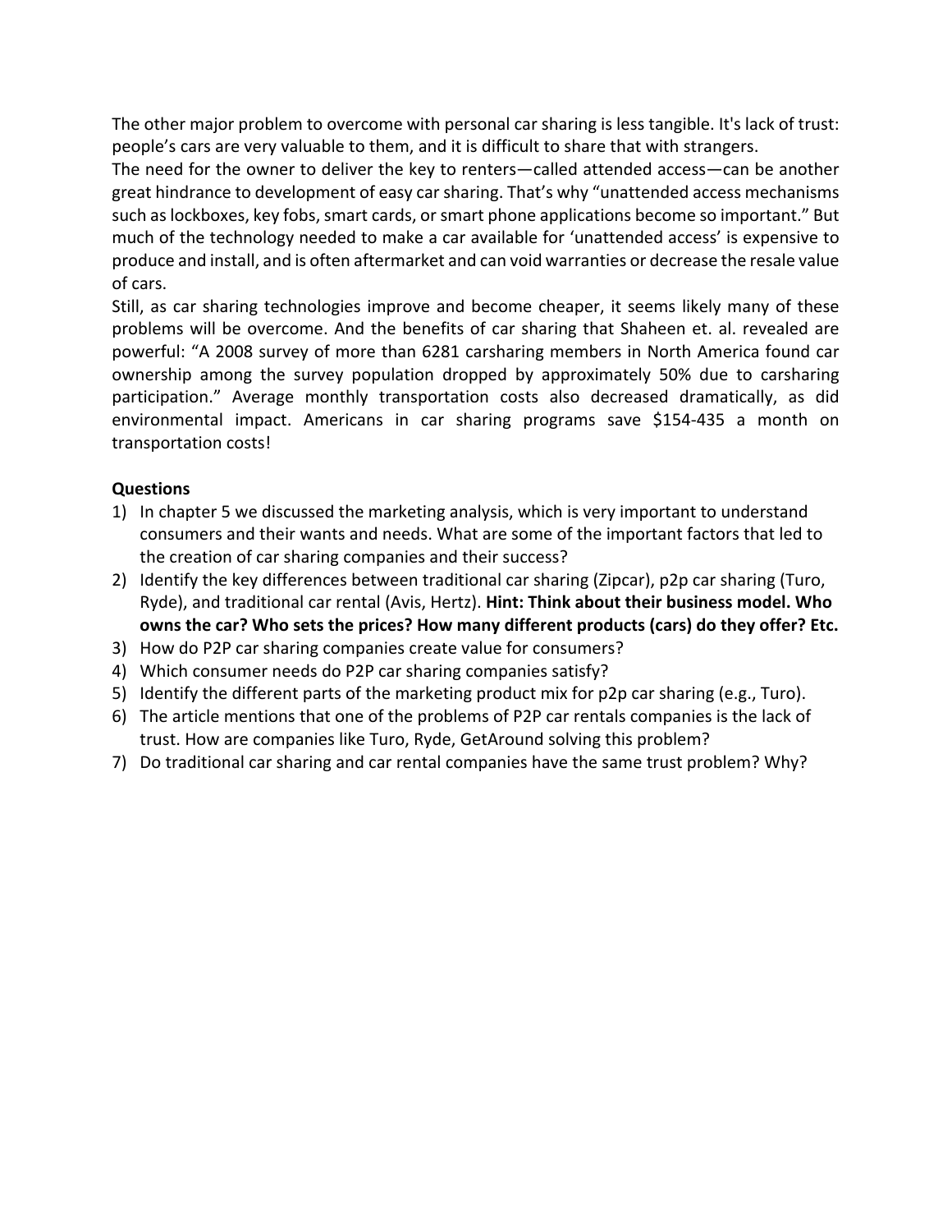The other major problem to overcome with personal car sharing is less tangible. It's lack of trust: people's cars are very valuable to them, and it is difficult to share that with strangers.

The need for the owner to deliver the key to renters—called attended access—can be another great hindrance to development of easy car sharing. That's why "unattended access mechanisms such as lockboxes, key fobs, smart cards, or smart phone applications become so important." But much of the technology needed to make a car available for 'unattended access' is expensive to produce and install, and is often aftermarket and can void warranties or decrease the resale value of cars.

Still, as car sharing technologies improve and become cheaper, it seems likely many of these problems will be overcome. And the benefits of car sharing that Shaheen et. al. revealed are powerful: "A 2008 survey of more than 6281 carsharing members in North America found car ownership among the survey population dropped by approximately 50% due to carsharing participation." Average monthly transportation costs also decreased dramatically, as did environmental impact. Americans in car sharing programs save $154-435 a month on transportation costs!

**Questions**

1) In chapter 5 we discussed the marketing analysis, which is very important to understand consumers and their wants and needs. What are some of the important factors that led to the creation of car sharing companies and their success?
2) Identify the key differences between traditional car sharing (Zipcar), p2p car sharing (Turo, Ryde), and traditional car rental (Avis, Hertz). **Hint: Think about their business model. Who owns the car? Who sets the prices? How many different products (cars) do they offer? Etc.**
3) How do P2P car sharing companies create value for consumers?
4) Which consumer needs do P2P car sharing companies satisfy?
5) Identify the different parts of the marketing product mix for p2p car sharing (e.g., Turo).
6) The article mentions that one of the problems of P2P car rentals companies is the lack of trust. How are companies like Turo, Ryde, GetAround solving this problem?
7) Do traditional car sharing and car rental companies have the same trust problem? Why?